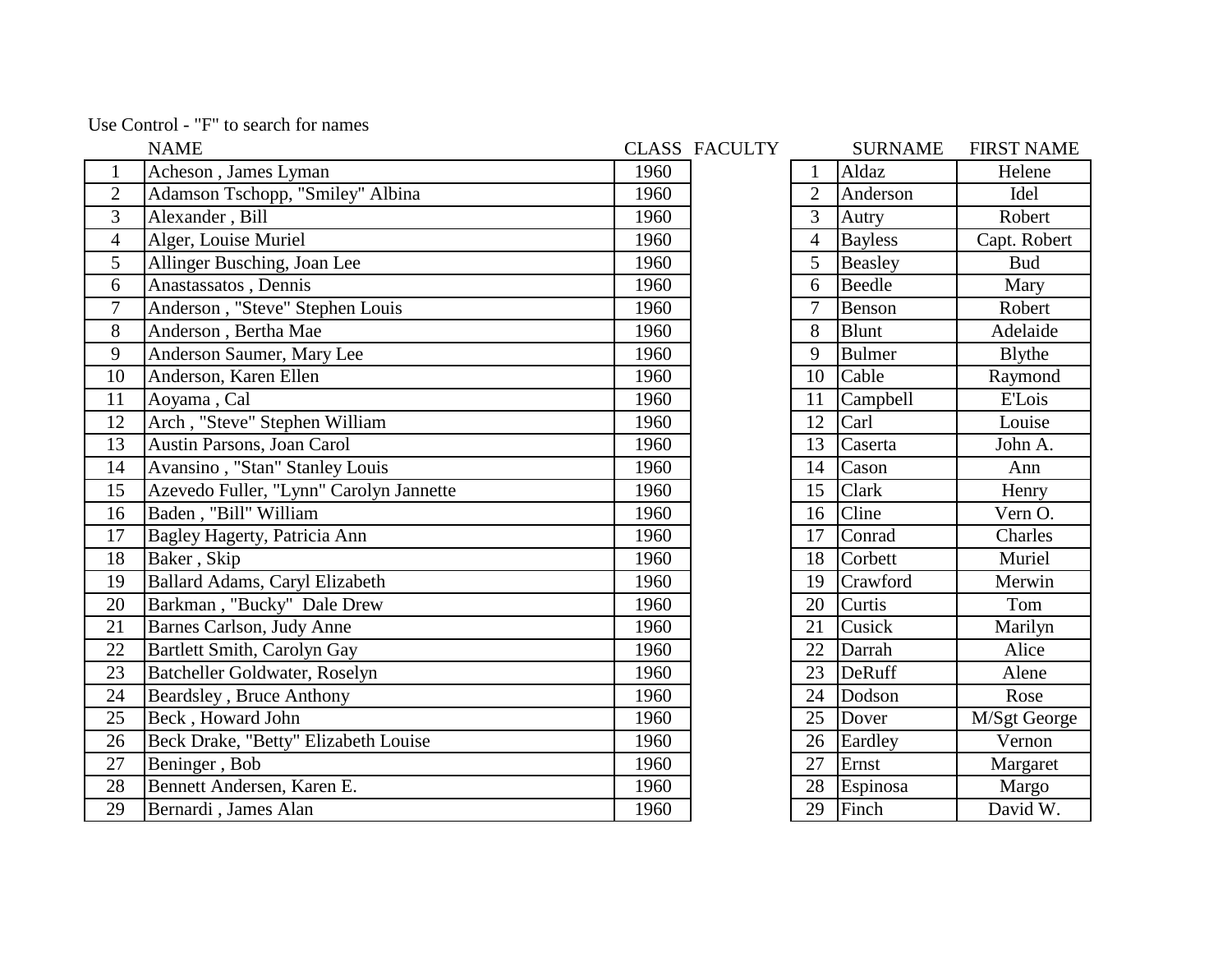Use Control - "F" to search for names

| | NAME | CLASS | FACULTY |
|---|---|---|---|
| 1 | Acheson , James Lyman | 1960 | |
| 2 | Adamson Tschopp, "Smiley" Albina | 1960 | |
| 3 | Alexander , Bill | 1960 | |
| 4 | Alger, Louise Muriel | 1960 | |
| 5 | Allinger Busching, Joan Lee | 1960 | |
| 6 | Anastassatos , Dennis | 1960 | |
| 7 | Anderson , "Steve" Stephen Louis | 1960 | |
| 8 | Anderson , Bertha Mae | 1960 | |
| 9 | Anderson Saumer, Mary Lee | 1960 | |
| 10 | Anderson, Karen Ellen | 1960 | |
| 11 | Aoyama , Cal | 1960 | |
| 12 | Arch , "Steve" Stephen William | 1960 | |
| 13 | Austin Parsons, Joan Carol | 1960 | |
| 14 | Avansino , "Stan" Stanley Louis | 1960 | |
| 15 | Azevedo Fuller, "Lynn" Carolyn Jannette | 1960 | |
| 16 | Baden , "Bill" William | 1960 | |
| 17 | Bagley Hagerty, Patricia Ann | 1960 | |
| 18 | Baker , Skip | 1960 | |
| 19 | Ballard Adams, Caryl Elizabeth | 1960 | |
| 20 | Barkman , "Bucky" Dale Drew | 1960 | |
| 21 | Barnes Carlson, Judy Anne | 1960 | |
| 22 | Bartlett Smith, Carolyn Gay | 1960 | |
| 23 | Batcheller Goldwater, Roselyn | 1960 | |
| 24 | Beardsley , Bruce Anthony | 1960 | |
| 25 | Beck , Howard John | 1960 | |
| 26 | Beck Drake, "Betty" Elizabeth Louise | 1960 | |
| 27 | Beninger , Bob | 1960 | |
| 28 | Bennett Andersen, Karen E. | 1960 | |
| 29 | Bernardi , James Alan | 1960 | |

| | SURNAME | FIRST NAME |
|---|---|---|
| 1 | Aldaz | Helene |
| 2 | Anderson | Idel |
| 3 | Autry | Robert |
| 4 | Bayless | Capt. Robert |
| 5 | Beasley | Bud |
| 6 | Beedle | Mary |
| 7 | Benson | Robert |
| 8 | Blunt | Adelaide |
| 9 | Bulmer | Blythe |
| 10 | Cable | Raymond |
| 11 | Campbell | E'Lois |
| 12 | Carl | Louise |
| 13 | Caserta | John A. |
| 14 | Cason | Ann |
| 15 | Clark | Henry |
| 16 | Cline | Vern O. |
| 17 | Conrad | Charles |
| 18 | Corbett | Muriel |
| 19 | Crawford | Merwin |
| 20 | Curtis | Tom |
| 21 | Cusick | Marilyn |
| 22 | Darrah | Alice |
| 23 | DeRuff | Alene |
| 24 | Dodson | Rose |
| 25 | Dover | M/Sgt George |
| 26 | Eardley | Vernon |
| 27 | Ernst | Margaret |
| 28 | Espinosa | Margo |
| 29 | Finch | David W. |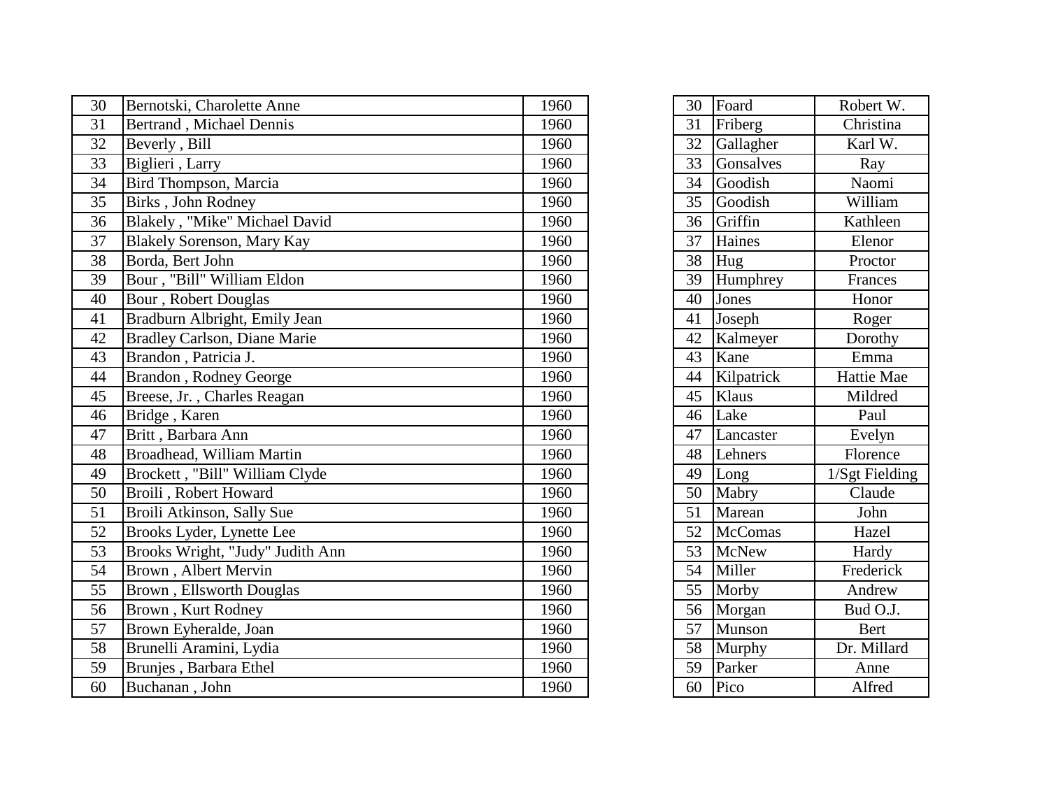| 30 | Bernotski, Charolette Anne | 1960 |
|---|---|---|
| 31 | Bertrand , Michael Dennis | 1960 |
| 32 | Beverly , Bill | 1960 |
| 33 | Biglieri , Larry | 1960 |
| 34 | Bird Thompson, Marcia | 1960 |
| 35 | Birks , John Rodney | 1960 |
| 36 | Blakely , "Mike" Michael David | 1960 |
| 37 | Blakely Sorenson, Mary Kay | 1960 |
| 38 | Borda, Bert John | 1960 |
| 39 | Bour , "Bill" William Eldon | 1960 |
| 40 | Bour , Robert Douglas | 1960 |
| 41 | Bradburn Albright, Emily Jean | 1960 |
| 42 | Bradley Carlson, Diane Marie | 1960 |
| 43 | Brandon , Patricia J. | 1960 |
| 44 | Brandon , Rodney George | 1960 |
| 45 | Breese, Jr. , Charles Reagan | 1960 |
| 46 | Bridge , Karen | 1960 |
| 47 | Britt , Barbara Ann | 1960 |
| 48 | Broadhead, William Martin | 1960 |
| 49 | Brockett , "Bill" William Clyde | 1960 |
| 50 | Broili , Robert Howard | 1960 |
| 51 | Broili Atkinson, Sally Sue | 1960 |
| 52 | Brooks Lyder, Lynette Lee | 1960 |
| 53 | Brooks Wright, "Judy" Judith Ann | 1960 |
| 54 | Brown , Albert Mervin | 1960 |
| 55 | Brown , Ellsworth Douglas | 1960 |
| 56 | Brown , Kurt Rodney | 1960 |
| 57 | Brown Eyheralde, Joan | 1960 |
| 58 | Brunelli Aramini, Lydia | 1960 |
| 59 | Brunjes , Barbara Ethel | 1960 |
| 60 | Buchanan , John | 1960 |

| 30 | Foard | Robert W. |
|---|---|---|
| 31 | Friberg | Christina |
| 32 | Gallagher | Karl W. |
| 33 | Gonsalves | Ray |
| 34 | Goodish | Naomi |
| 35 | Goodish | William |
| 36 | Griffin | Kathleen |
| 37 | Haines | Elenor |
| 38 | Hug | Proctor |
| 39 | Humphrey | Frances |
| 40 | Jones | Honor |
| 41 | Joseph | Roger |
| 42 | Kalmeyer | Dorothy |
| 43 | Kane | Emma |
| 44 | Kilpatrick | Hattie Mae |
| 45 | Klaus | Mildred |
| 46 | Lake | Paul |
| 47 | Lancaster | Evelyn |
| 48 | Lehners | Florence |
| 49 | Long | 1/Sgt Fielding |
| 50 | Mabry | Claude |
| 51 | Marean | John |
| 52 | McComas | Hazel |
| 53 | McNew | Hardy |
| 54 | Miller | Frederick |
| 55 | Morby | Andrew |
| 56 | Morgan | Bud O.J. |
| 57 | Munson | Bert |
| 58 | Murphy | Dr. Millard |
| 59 | Parker | Anne |
| 60 | Pico | Alfred |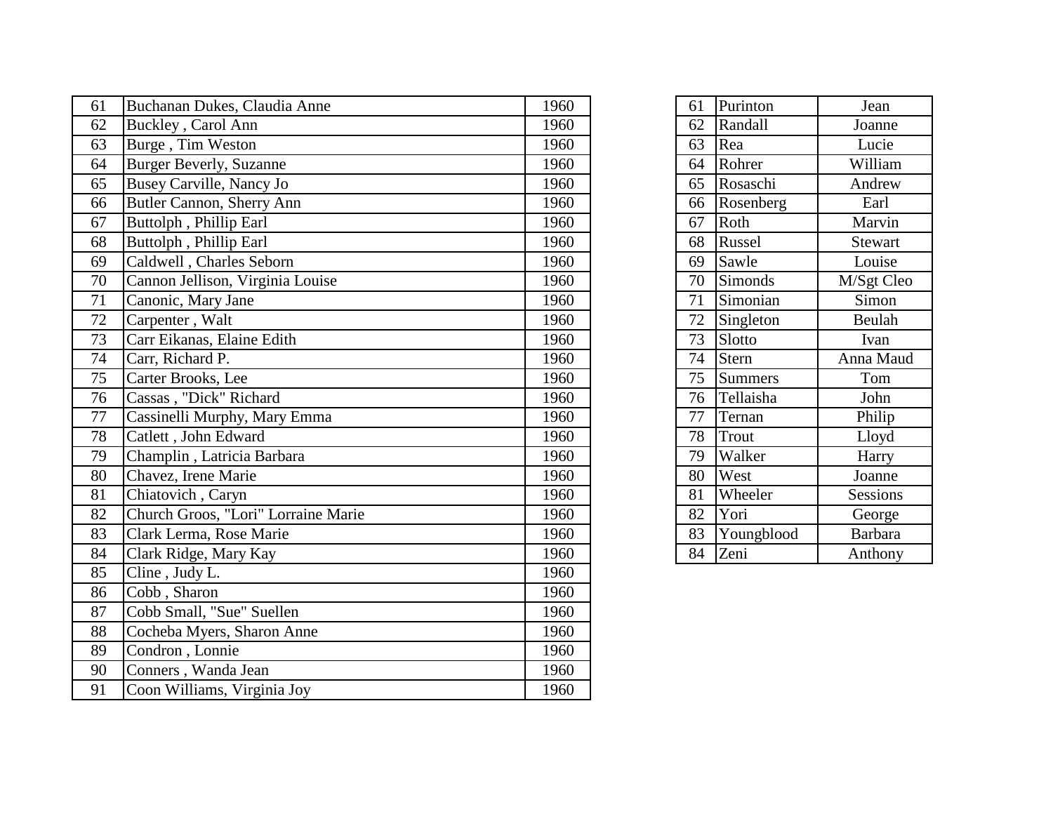| 61 | Buchanan Dukes, Claudia Anne | 1960 |
|---|---|---|
| 62 | Buckley , Carol Ann | 1960 |
| 63 | Burge , Tim Weston | 1960 |
| 64 | Burger Beverly, Suzanne | 1960 |
| 65 | Busey Carville, Nancy Jo | 1960 |
| 66 | Butler Cannon, Sherry Ann | 1960 |
| 67 | Buttolph , Phillip Earl | 1960 |
| 68 | Buttolph , Phillip Earl | 1960 |
| 69 | Caldwell , Charles Seborn | 1960 |
| 70 | Cannon Jellison, Virginia Louise | 1960 |
| 71 | Canonic, Mary Jane | 1960 |
| 72 | Carpenter , Walt | 1960 |
| 73 | Carr Eikanas, Elaine Edith | 1960 |
| 74 | Carr, Richard P. | 1960 |
| 75 | Carter Brooks, Lee | 1960 |
| 76 | Cassas , "Dick" Richard | 1960 |
| 77 | Cassinelli Murphy, Mary Emma | 1960 |
| 78 | Catlett , John Edward | 1960 |
| 79 | Champlin , Latricia Barbara | 1960 |
| 80 | Chavez, Irene Marie | 1960 |
| 81 | Chiatovich , Caryn | 1960 |
| 82 | Church Groos, "Lori" Lorraine Marie | 1960 |
| 83 | Clark Lerma, Rose Marie | 1960 |
| 84 | Clark Ridge, Mary Kay | 1960 |
| 85 | Cline , Judy L. | 1960 |
| 86 | Cobb , Sharon | 1960 |
| 87 | Cobb Small, "Sue" Suellen | 1960 |
| 88 | Cocheba Myers, Sharon Anne | 1960 |
| 89 | Condron , Lonnie | 1960 |
| 90 | Conners , Wanda Jean | 1960 |
| 91 | Coon Williams, Virginia Joy | 1960 |

| 61 | Purinton | Jean |
|---|---|---|
| 62 | Randall | Joanne |
| 63 | Rea | Lucie |
| 64 | Rohrer | William |
| 65 | Rosaschi | Andrew |
| 66 | Rosenberg | Earl |
| 67 | Roth | Marvin |
| 68 | Russel | Stewart |
| 69 | Sawle | Louise |
| 70 | Simonds | M/Sgt Cleo |
| 71 | Simonian | Simon |
| 72 | Singleton | Beulah |
| 73 | Slotto | Ivan |
| 74 | Stern | Anna Maud |
| 75 | Summers | Tom |
| 76 | Tellaisha | John |
| 77 | Ternan | Philip |
| 78 | Trout | Lloyd |
| 79 | Walker | Harry |
| 80 | West | Joanne |
| 81 | Wheeler | Sessions |
| 82 | Yori | George |
| 83 | Youngblood | Barbara |
| 84 | Zeni | Anthony |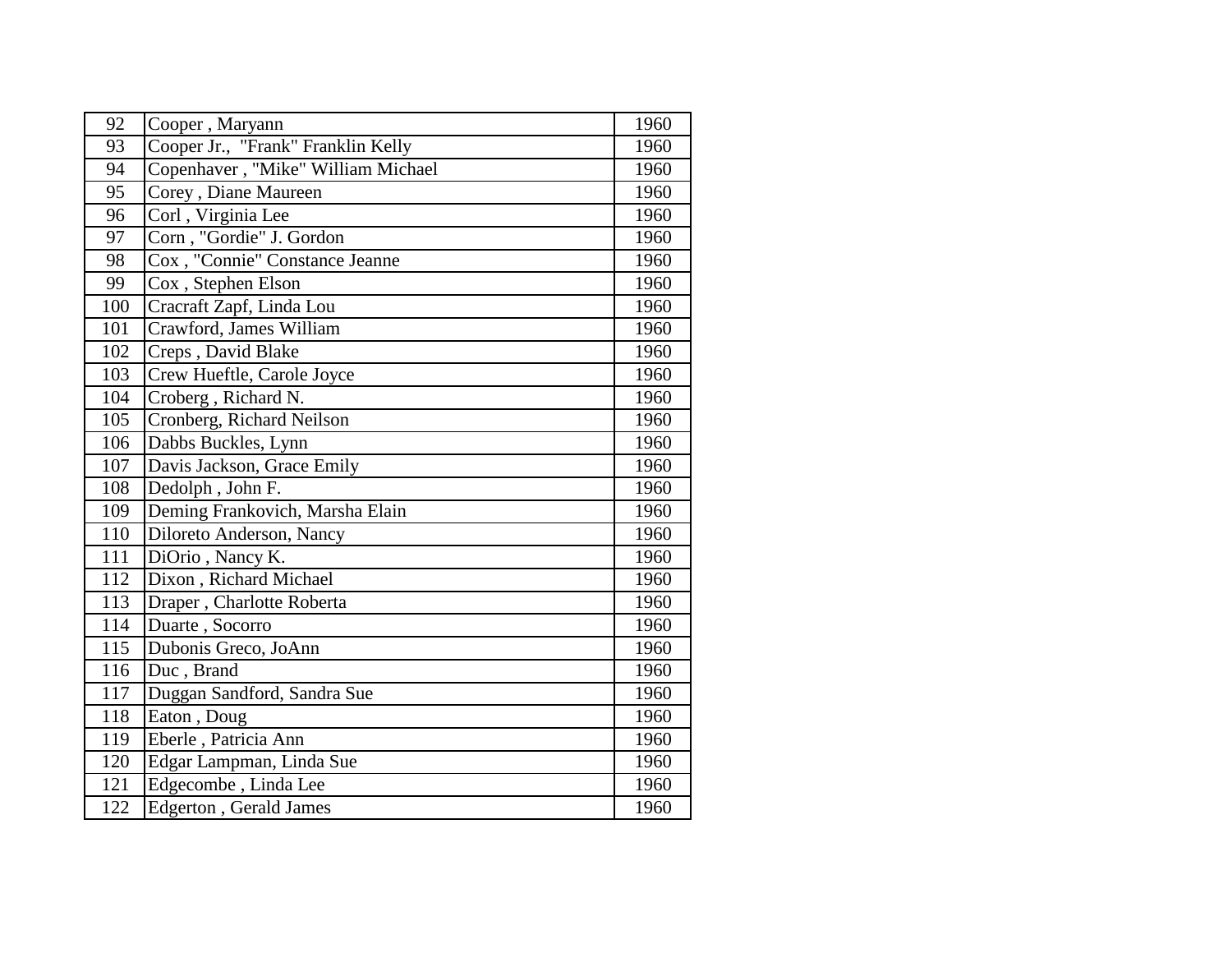| 92 | Cooper , Maryann | 1960 |
|---|---|---|
| 93 | Cooper Jr., "Frank" Franklin Kelly | 1960 |
| 94 | Copenhaver , "Mike" William Michael | 1960 |
| 95 | Corey , Diane Maureen | 1960 |
| 96 | Corl , Virginia Lee | 1960 |
| 97 | Corn , "Gordie" J. Gordon | 1960 |
| 98 | Cox , "Connie" Constance Jeanne | 1960 |
| 99 | Cox , Stephen Elson | 1960 |
| 100 | Cracraft Zapf, Linda Lou | 1960 |
| 101 | Crawford, James William | 1960 |
| 102 | Creps , David Blake | 1960 |
| 103 | Crew Hueftle, Carole Joyce | 1960 |
| 104 | Croberg , Richard N. | 1960 |
| 105 | Cronberg, Richard Neilson | 1960 |
| 106 | Dabbs Buckles, Lynn | 1960 |
| 107 | Davis Jackson, Grace Emily | 1960 |
| 108 | Dedolph , John F. | 1960 |
| 109 | Deming Frankovich, Marsha Elain | 1960 |
| 110 | Diloreto Anderson, Nancy | 1960 |
| 111 | DiOrio , Nancy K. | 1960 |
| 112 | Dixon , Richard Michael | 1960 |
| 113 | Draper , Charlotte Roberta | 1960 |
| 114 | Duarte , Socorro | 1960 |
| 115 | Dubonis Greco, JoAnn | 1960 |
| 116 | Duc , Brand | 1960 |
| 117 | Duggan Sandford, Sandra Sue | 1960 |
| 118 | Eaton , Doug | 1960 |
| 119 | Eberle , Patricia Ann | 1960 |
| 120 | Edgar Lampman, Linda Sue | 1960 |
| 121 | Edgecombe , Linda Lee | 1960 |
| 122 | Edgerton , Gerald James | 1960 |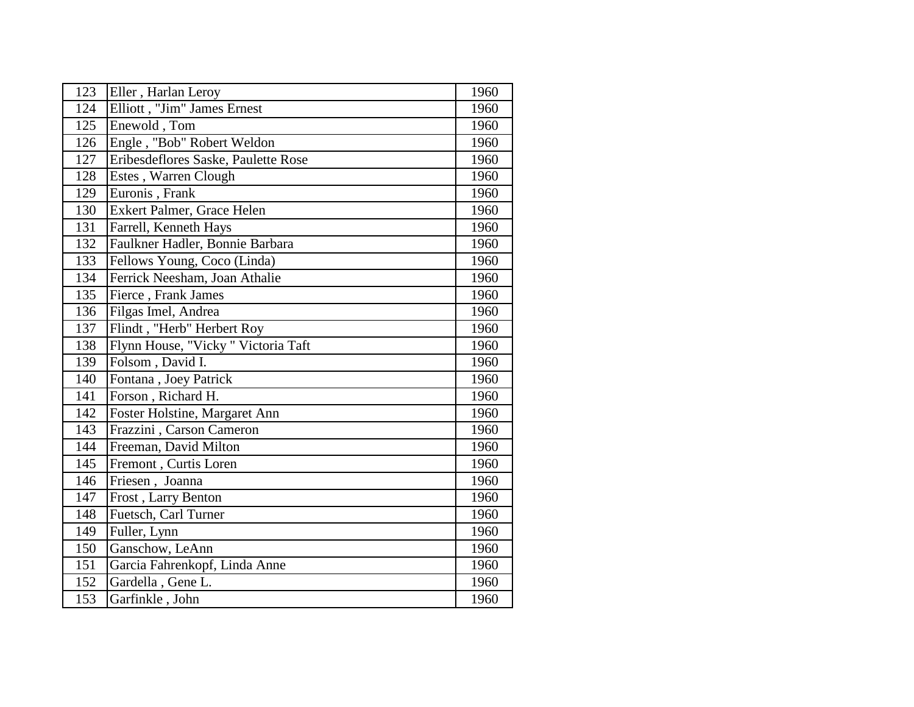| 123 | Eller , Harlan Leroy | 1960 |
|---|---|---|
| 124 | Elliott , "Jim" James Ernest | 1960 |
| 125 | Enewold , Tom | 1960 |
| 126 | Engle , "Bob" Robert Weldon | 1960 |
| 127 | Eribesdeflores Saske, Paulette Rose | 1960 |
| 128 | Estes , Warren Clough | 1960 |
| 129 | Euronis , Frank | 1960 |
| 130 | Exkert Palmer, Grace Helen | 1960 |
| 131 | Farrell, Kenneth Hays | 1960 |
| 132 | Faulkner Hadler, Bonnie Barbara | 1960 |
| 133 | Fellows Young, Coco (Linda) | 1960 |
| 134 | Ferrick Neesham, Joan Athalie | 1960 |
| 135 | Fierce , Frank James | 1960 |
| 136 | Filgas Imel, Andrea | 1960 |
| 137 | Flindt , "Herb" Herbert Roy | 1960 |
| 138 | Flynn House, "Vicky " Victoria Taft | 1960 |
| 139 | Folsom , David I. | 1960 |
| 140 | Fontana , Joey Patrick | 1960 |
| 141 | Forson , Richard H. | 1960 |
| 142 | Foster Holstine, Margaret Ann | 1960 |
| 143 | Frazzini , Carson Cameron | 1960 |
| 144 | Freeman, David Milton | 1960 |
| 145 | Fremont , Curtis Loren | 1960 |
| 146 | Friesen , Joanna | 1960 |
| 147 | Frost , Larry Benton | 1960 |
| 148 | Fuetsch, Carl Turner | 1960 |
| 149 | Fuller, Lynn | 1960 |
| 150 | Ganschow, LeAnn | 1960 |
| 151 | Garcia Fahrenkopf, Linda Anne | 1960 |
| 152 | Gardella , Gene L. | 1960 |
| 153 | Garfinkle , John | 1960 |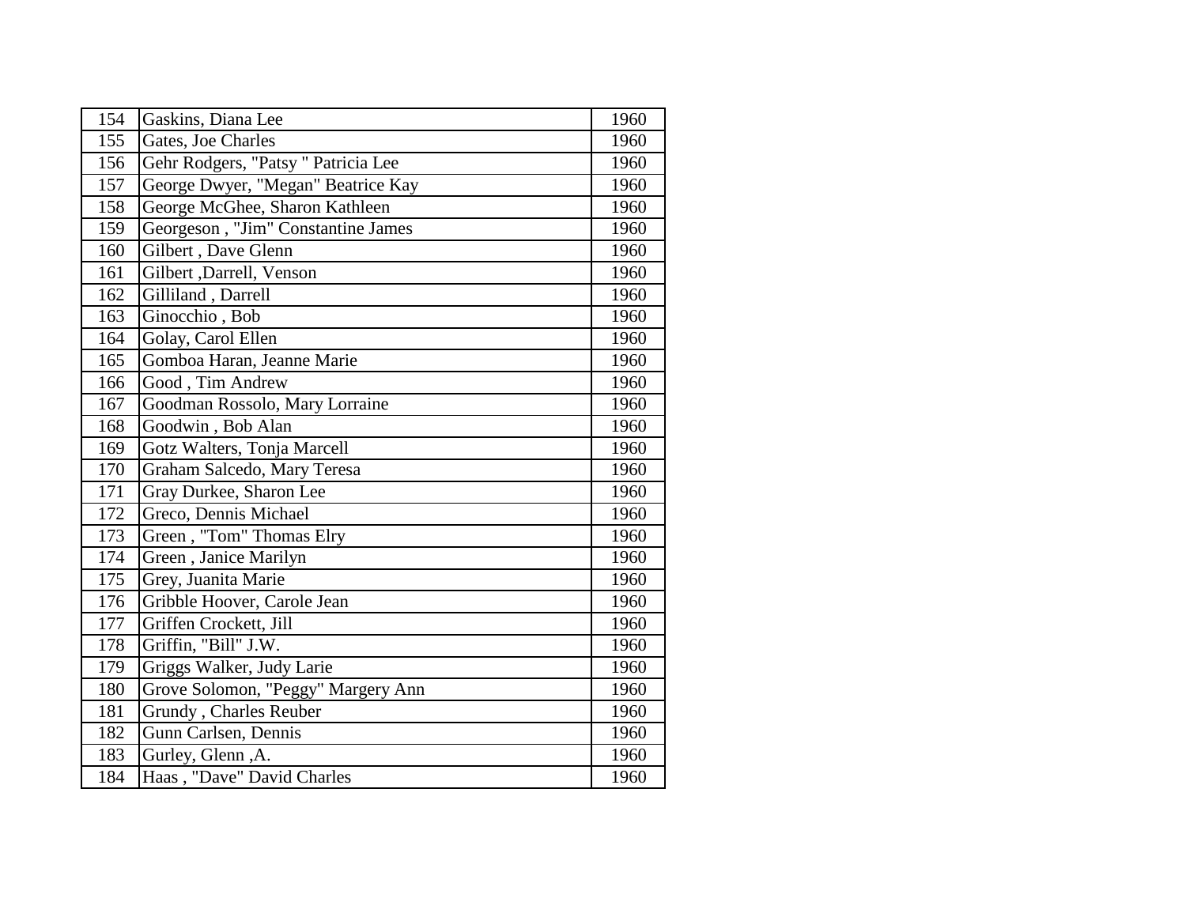| | | |
|---|---|---|
| 154 | Gaskins, Diana Lee | 1960 |
| 155 | Gates, Joe Charles | 1960 |
| 156 | Gehr Rodgers, "Patsy " Patricia Lee | 1960 |
| 157 | George Dwyer, "Megan" Beatrice Kay | 1960 |
| 158 | George McGhee, Sharon Kathleen | 1960 |
| 159 | Georgeson , "Jim" Constantine James | 1960 |
| 160 | Gilbert , Dave Glenn | 1960 |
| 161 | Gilbert ,Darrell, Venson | 1960 |
| 162 | Gilliland , Darrell | 1960 |
| 163 | Ginocchio , Bob | 1960 |
| 164 | Golay, Carol Ellen | 1960 |
| 165 | Gomboa Haran, Jeanne Marie | 1960 |
| 166 | Good , Tim Andrew | 1960 |
| 167 | Goodman Rossolo, Mary Lorraine | 1960 |
| 168 | Goodwin , Bob Alan | 1960 |
| 169 | Gotz Walters, Tonja Marcell | 1960 |
| 170 | Graham Salcedo, Mary Teresa | 1960 |
| 171 | Gray Durkee, Sharon Lee | 1960 |
| 172 | Greco, Dennis Michael | 1960 |
| 173 | Green , "Tom" Thomas Elry | 1960 |
| 174 | Green , Janice Marilyn | 1960 |
| 175 | Grey, Juanita Marie | 1960 |
| 176 | Gribble Hoover, Carole Jean | 1960 |
| 177 | Griffen Crockett, Jill | 1960 |
| 178 | Griffin, "Bill" J.W. | 1960 |
| 179 | Griggs Walker, Judy Larie | 1960 |
| 180 | Grove Solomon, "Peggy" Margery Ann | 1960 |
| 181 | Grundy , Charles Reuber | 1960 |
| 182 | Gunn Carlsen, Dennis | 1960 |
| 183 | Gurley, Glenn ,A. | 1960 |
| 184 | Haas , "Dave" David Charles | 1960 |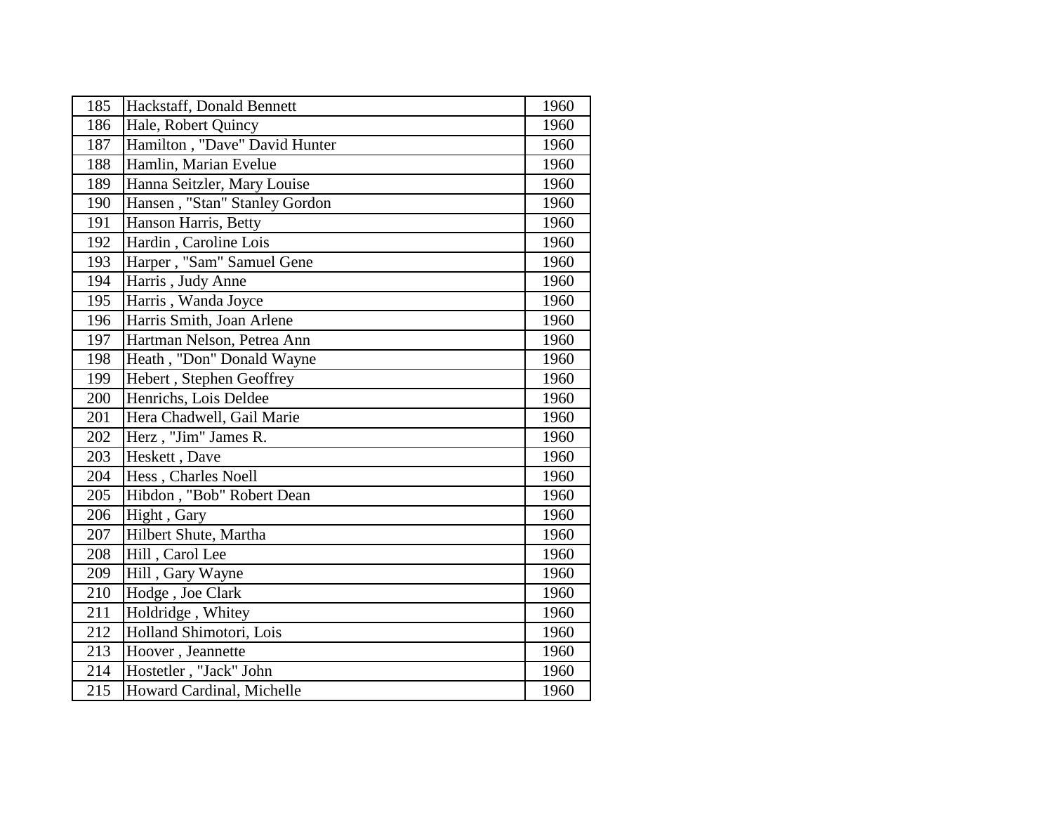| | | |
|---|---|---|
| 185 | Hackstaff, Donald Bennett | 1960 |
| 186 | Hale, Robert Quincy | 1960 |
| 187 | Hamilton , "Dave" David Hunter | 1960 |
| 188 | Hamlin, Marian Evelue | 1960 |
| 189 | Hanna Seitzler, Mary Louise | 1960 |
| 190 | Hansen , "Stan" Stanley Gordon | 1960 |
| 191 | Hanson Harris, Betty | 1960 |
| 192 | Hardin , Caroline Lois | 1960 |
| 193 | Harper , "Sam" Samuel Gene | 1960 |
| 194 | Harris , Judy Anne | 1960 |
| 195 | Harris , Wanda Joyce | 1960 |
| 196 | Harris Smith, Joan Arlene | 1960 |
| 197 | Hartman Nelson, Petrea Ann | 1960 |
| 198 | Heath , "Don" Donald Wayne | 1960 |
| 199 | Hebert , Stephen Geoffrey | 1960 |
| 200 | Henrichs, Lois Deldee | 1960 |
| 201 | Hera Chadwell, Gail Marie | 1960 |
| 202 | Herz , "Jim" James R. | 1960 |
| 203 | Heskett , Dave | 1960 |
| 204 | Hess , Charles Noell | 1960 |
| 205 | Hibdon , "Bob" Robert Dean | 1960 |
| 206 | Hight , Gary | 1960 |
| 207 | Hilbert Shute, Martha | 1960 |
| 208 | Hill , Carol Lee | 1960 |
| 209 | Hill , Gary Wayne | 1960 |
| 210 | Hodge , Joe Clark | 1960 |
| 211 | Holdridge , Whitey | 1960 |
| 212 | Holland Shimotori, Lois | 1960 |
| 213 | Hoover , Jeannette | 1960 |
| 214 | Hostetler , "Jack" John | 1960 |
| 215 | Howard Cardinal, Michelle | 1960 |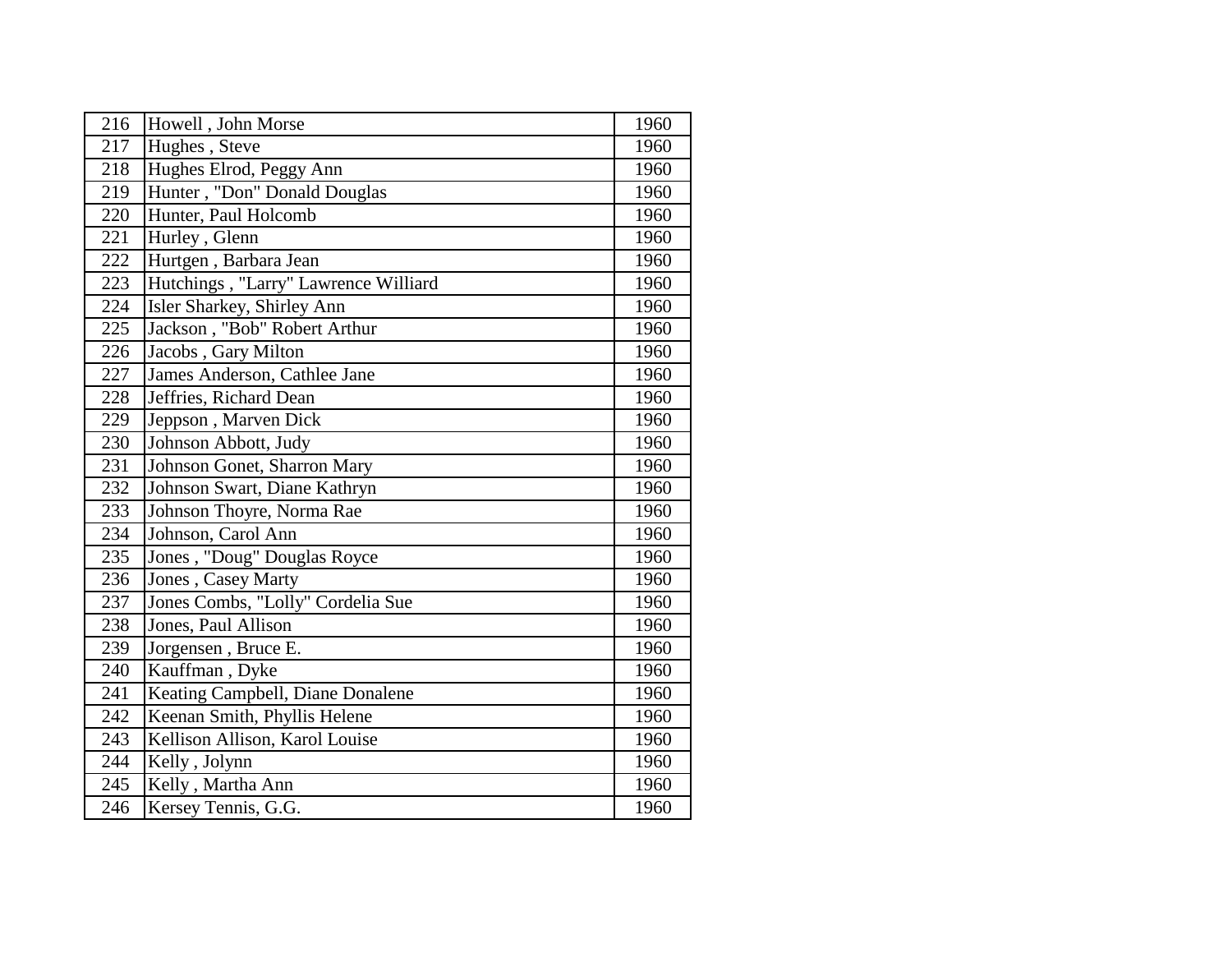| | | |
|---|---|---|
| 216 | Howell , John Morse | 1960 |
| 217 | Hughes , Steve | 1960 |
| 218 | Hughes Elrod, Peggy Ann | 1960 |
| 219 | Hunter , "Don" Donald Douglas | 1960 |
| 220 | Hunter, Paul Holcomb | 1960 |
| 221 | Hurley , Glenn | 1960 |
| 222 | Hurtgen , Barbara Jean | 1960 |
| 223 | Hutchings , "Larry" Lawrence Williard | 1960 |
| 224 | Isler Sharkey, Shirley Ann | 1960 |
| 225 | Jackson , "Bob" Robert Arthur | 1960 |
| 226 | Jacobs , Gary Milton | 1960 |
| 227 | James Anderson, Cathlee Jane | 1960 |
| 228 | Jeffries, Richard Dean | 1960 |
| 229 | Jeppson , Marven Dick | 1960 |
| 230 | Johnson Abbott, Judy | 1960 |
| 231 | Johnson Gonet, Sharron Mary | 1960 |
| 232 | Johnson Swart, Diane Kathryn | 1960 |
| 233 | Johnson Thoyre, Norma Rae | 1960 |
| 234 | Johnson, Carol Ann | 1960 |
| 235 | Jones , "Doug" Douglas Royce | 1960 |
| 236 | Jones , Casey Marty | 1960 |
| 237 | Jones Combs, "Lolly" Cordelia Sue | 1960 |
| 238 | Jones, Paul Allison | 1960 |
| 239 | Jorgensen , Bruce E. | 1960 |
| 240 | Kauffman , Dyke | 1960 |
| 241 | Keating Campbell, Diane Donalene | 1960 |
| 242 | Keenan Smith, Phyllis Helene | 1960 |
| 243 | Kellison Allison, Karol Louise | 1960 |
| 244 | Kelly , Jolynn | 1960 |
| 245 | Kelly , Martha Ann | 1960 |
| 246 | Kersey Tennis, G.G. | 1960 |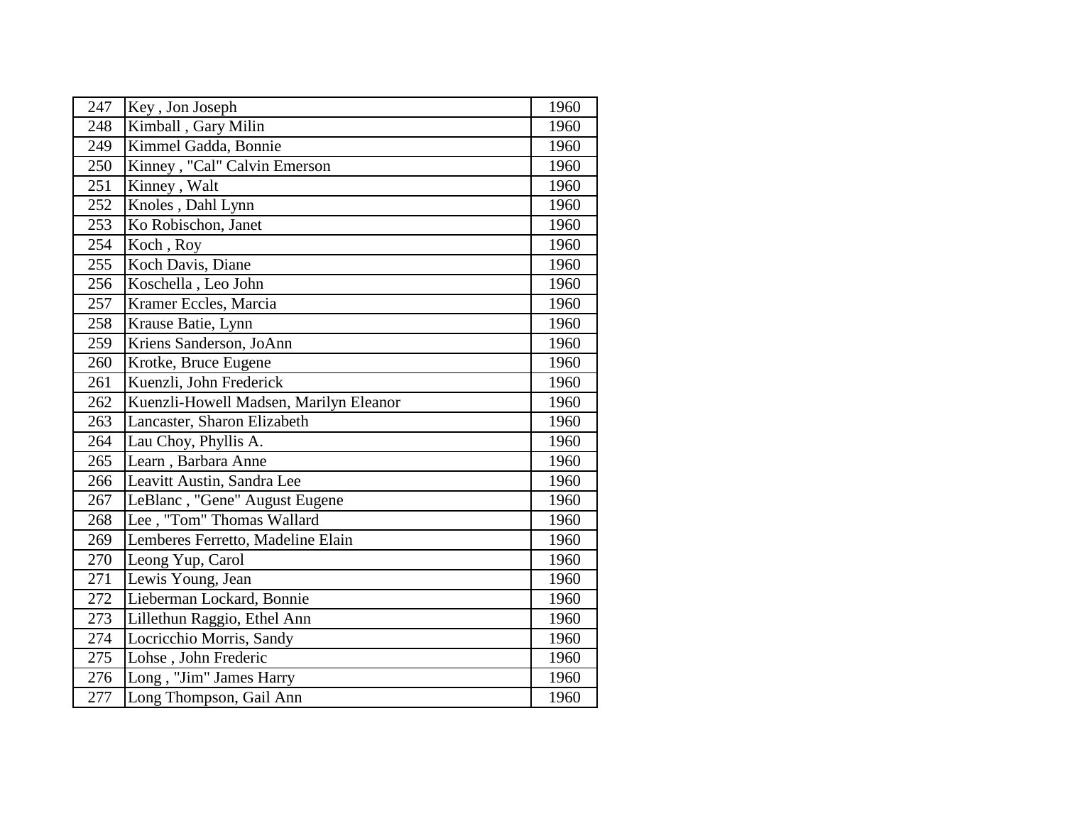| | | |
|---|---|---|
| 247 | Key , Jon Joseph | 1960 |
| 248 | Kimball , Gary Milin | 1960 |
| 249 | Kimmel Gadda, Bonnie | 1960 |
| 250 | Kinney , "Cal" Calvin Emerson | 1960 |
| 251 | Kinney , Walt | 1960 |
| 252 | Knoles , Dahl Lynn | 1960 |
| 253 | Ko Robischon, Janet | 1960 |
| 254 | Koch , Roy | 1960 |
| 255 | Koch Davis, Diane | 1960 |
| 256 | Koschella , Leo John | 1960 |
| 257 | Kramer Eccles, Marcia | 1960 |
| 258 | Krause Batie, Lynn | 1960 |
| 259 | Kriens Sanderson, JoAnn | 1960 |
| 260 | Krotke, Bruce Eugene | 1960 |
| 261 | Kuenzli, John Frederick | 1960 |
| 262 | Kuenzli-Howell Madsen, Marilyn Eleanor | 1960 |
| 263 | Lancaster, Sharon Elizabeth | 1960 |
| 264 | Lau Choy, Phyllis A. | 1960 |
| 265 | Learn , Barbara Anne | 1960 |
| 266 | Leavitt Austin, Sandra Lee | 1960 |
| 267 | LeBlanc , "Gene" August Eugene | 1960 |
| 268 | Lee , "Tom" Thomas Wallard | 1960 |
| 269 | Lemberes Ferretto, Madeline Elain | 1960 |
| 270 | Leong Yup, Carol | 1960 |
| 271 | Lewis Young, Jean | 1960 |
| 272 | Lieberman Lockard, Bonnie | 1960 |
| 273 | Lillethun Raggio, Ethel Ann | 1960 |
| 274 | Locricchio Morris, Sandy | 1960 |
| 275 | Lohse , John Frederic | 1960 |
| 276 | Long , "Jim" James Harry | 1960 |
| 277 | Long Thompson, Gail Ann | 1960 |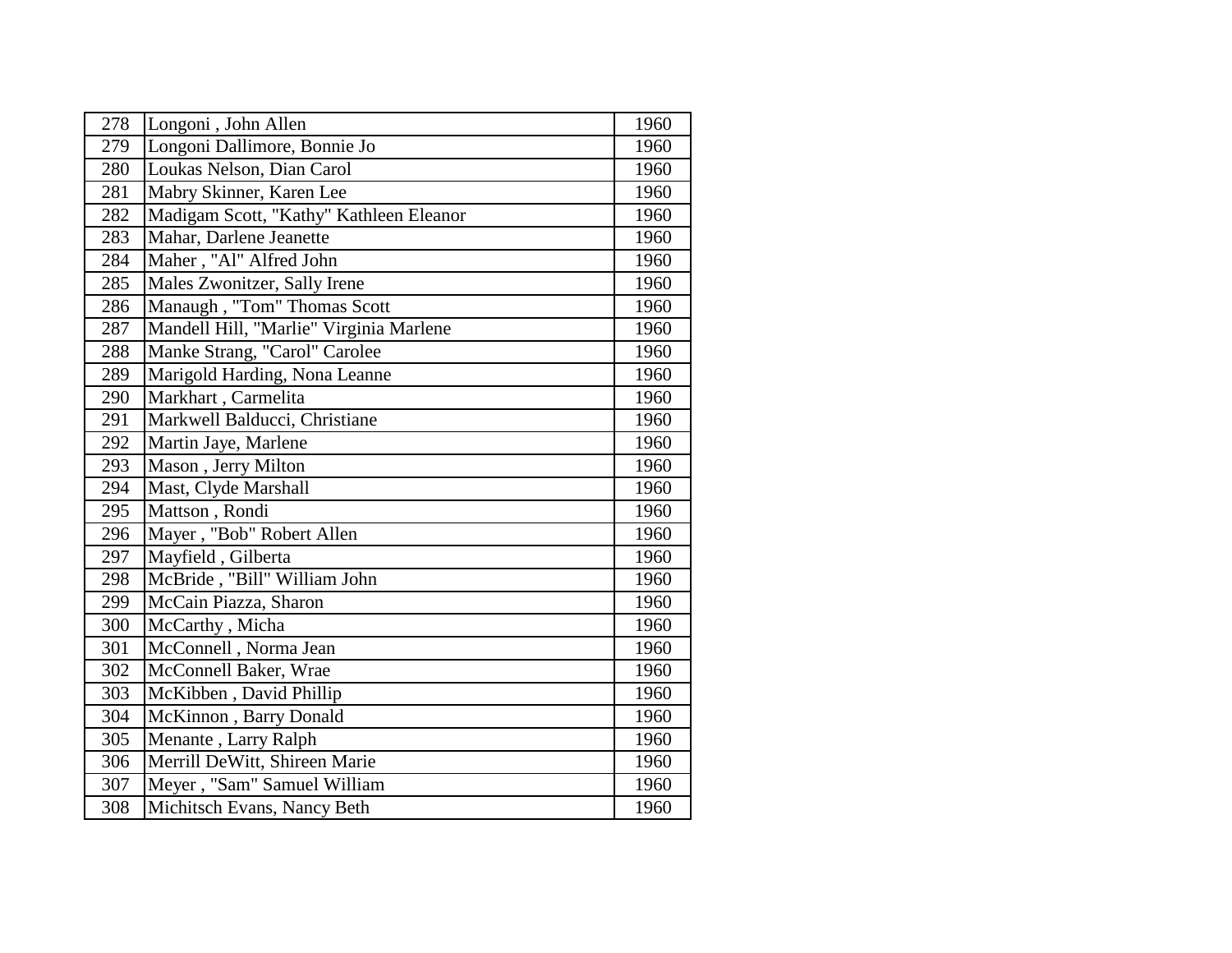| | | |
|---|---|---|
| 278 | Longoni , John Allen | 1960 |
| 279 | Longoni Dallimore, Bonnie Jo | 1960 |
| 280 | Loukas Nelson, Dian Carol | 1960 |
| 281 | Mabry Skinner, Karen Lee | 1960 |
| 282 | Madigam Scott, "Kathy" Kathleen Eleanor | 1960 |
| 283 | Mahar, Darlene Jeanette | 1960 |
| 284 | Maher , "Al" Alfred John | 1960 |
| 285 | Males Zwonitzer, Sally Irene | 1960 |
| 286 | Manaugh , "Tom" Thomas Scott | 1960 |
| 287 | Mandell Hill, "Marlie" Virginia Marlene | 1960 |
| 288 | Manke Strang, "Carol" Carolee | 1960 |
| 289 | Marigold Harding, Nona Leanne | 1960 |
| 290 | Markhart , Carmelita | 1960 |
| 291 | Markwell Balducci, Christiane | 1960 |
| 292 | Martin Jaye, Marlene | 1960 |
| 293 | Mason , Jerry Milton | 1960 |
| 294 | Mast, Clyde Marshall | 1960 |
| 295 | Mattson , Rondi | 1960 |
| 296 | Mayer , "Bob" Robert Allen | 1960 |
| 297 | Mayfield , Gilberta | 1960 |
| 298 | McBride , "Bill" William John | 1960 |
| 299 | McCain Piazza, Sharon | 1960 |
| 300 | McCarthy , Micha | 1960 |
| 301 | McConnell , Norma Jean | 1960 |
| 302 | McConnell Baker, Wrae | 1960 |
| 303 | McKibben , David Phillip | 1960 |
| 304 | McKinnon , Barry Donald | 1960 |
| 305 | Menante , Larry Ralph | 1960 |
| 306 | Merrill DeWitt, Shireen Marie | 1960 |
| 307 | Meyer , "Sam" Samuel William | 1960 |
| 308 | Michitsch Evans, Nancy Beth | 1960 |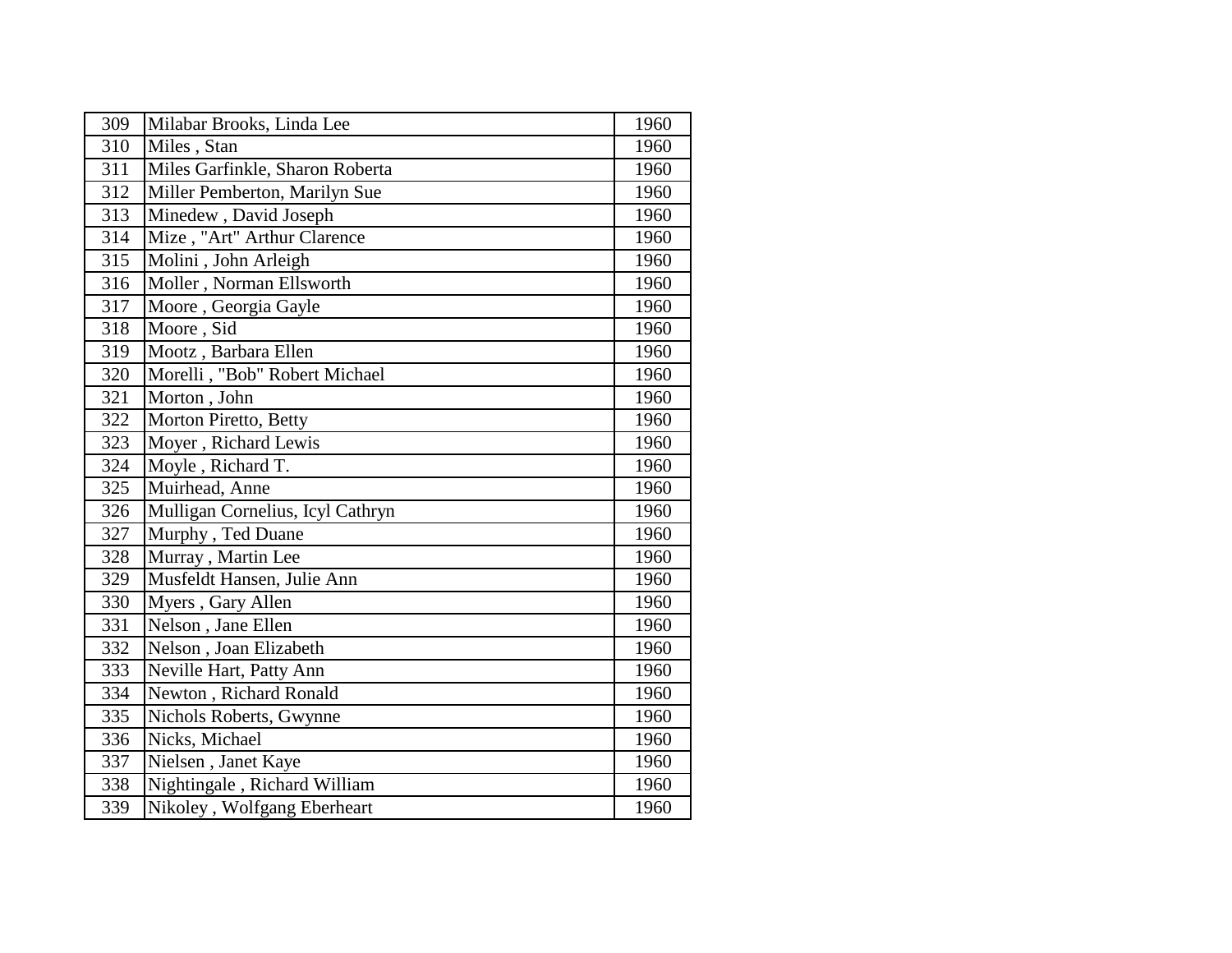| 309 | Milabar Brooks, Linda Lee | 1960 |
|---|---|---|
| 310 | Miles , Stan | 1960 |
| 311 | Miles Garfinkle, Sharon Roberta | 1960 |
| 312 | Miller Pemberton, Marilyn Sue | 1960 |
| 313 | Minedew , David Joseph | 1960 |
| 314 | Mize , "Art" Arthur Clarence | 1960 |
| 315 | Molini , John Arleigh | 1960 |
| 316 | Moller , Norman Ellsworth | 1960 |
| 317 | Moore , Georgia Gayle | 1960 |
| 318 | Moore , Sid | 1960 |
| 319 | Mootz , Barbara Ellen | 1960 |
| 320 | Morelli , "Bob" Robert Michael | 1960 |
| 321 | Morton , John | 1960 |
| 322 | Morton Piretto, Betty | 1960 |
| 323 | Moyer , Richard Lewis | 1960 |
| 324 | Moyle , Richard T. | 1960 |
| 325 | Muirhead, Anne | 1960 |
| 326 | Mulligan Cornelius, Icyl Cathryn | 1960 |
| 327 | Murphy , Ted Duane | 1960 |
| 328 | Murray , Martin Lee | 1960 |
| 329 | Musfeldt Hansen, Julie Ann | 1960 |
| 330 | Myers , Gary Allen | 1960 |
| 331 | Nelson , Jane Ellen | 1960 |
| 332 | Nelson , Joan Elizabeth | 1960 |
| 333 | Neville Hart, Patty Ann | 1960 |
| 334 | Newton , Richard Ronald | 1960 |
| 335 | Nichols Roberts, Gwynne | 1960 |
| 336 | Nicks, Michael | 1960 |
| 337 | Nielsen , Janet Kaye | 1960 |
| 338 | Nightingale , Richard William | 1960 |
| 339 | Nikoley , Wolfgang Eberheart | 1960 |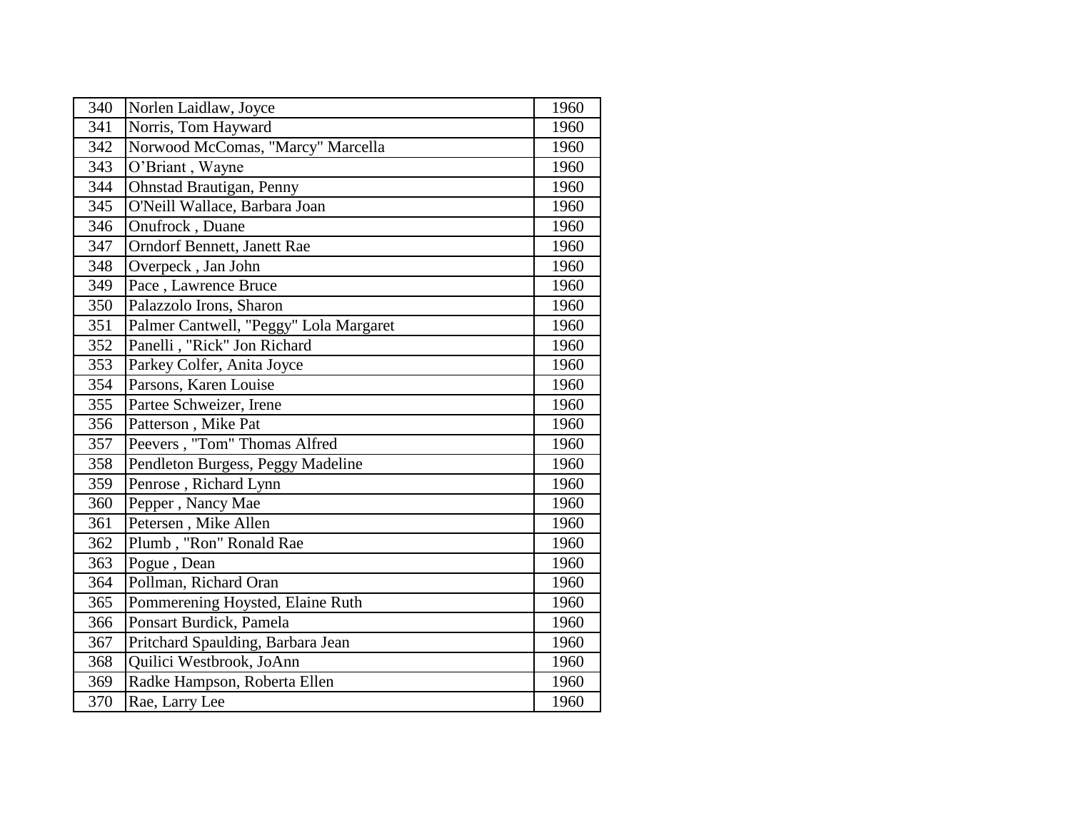| 340 | Norlen Laidlaw, Joyce | 1960 |
|---|---|---|
| 341 | Norris, Tom Hayward | 1960 |
| 342 | Norwood McComas, "Marcy" Marcella | 1960 |
| 343 | O’Briant , Wayne | 1960 |
| 344 | Ohnstad Brautigan, Penny | 1960 |
| 345 | O'Neill Wallace, Barbara Joan | 1960 |
| 346 | Onufrock , Duane | 1960 |
| 347 | Orndorf Bennett, Janett Rae | 1960 |
| 348 | Overpeck , Jan John | 1960 |
| 349 | Pace , Lawrence Bruce | 1960 |
| 350 | Palazzolo Irons, Sharon | 1960 |
| 351 | Palmer Cantwell, "Peggy" Lola Margaret | 1960 |
| 352 | Panelli , "Rick" Jon Richard | 1960 |
| 353 | Parkey Colfer, Anita Joyce | 1960 |
| 354 | Parsons, Karen Louise | 1960 |
| 355 | Partee Schweizer, Irene | 1960 |
| 356 | Patterson , Mike Pat | 1960 |
| 357 | Peevers , "Tom" Thomas Alfred | 1960 |
| 358 | Pendleton Burgess, Peggy Madeline | 1960 |
| 359 | Penrose , Richard Lynn | 1960 |
| 360 | Pepper , Nancy Mae | 1960 |
| 361 | Petersen , Mike Allen | 1960 |
| 362 | Plumb , "Ron" Ronald Rae | 1960 |
| 363 | Pogue , Dean | 1960 |
| 364 | Pollman, Richard Oran | 1960 |
| 365 | Pommerening Hoysted, Elaine Ruth | 1960 |
| 366 | Ponsart Burdick, Pamela | 1960 |
| 367 | Pritchard Spaulding, Barbara Jean | 1960 |
| 368 | Quilici Westbrook, JoAnn | 1960 |
| 369 | Radke Hampson, Roberta Ellen | 1960 |
| 370 | Rae, Larry Lee | 1960 |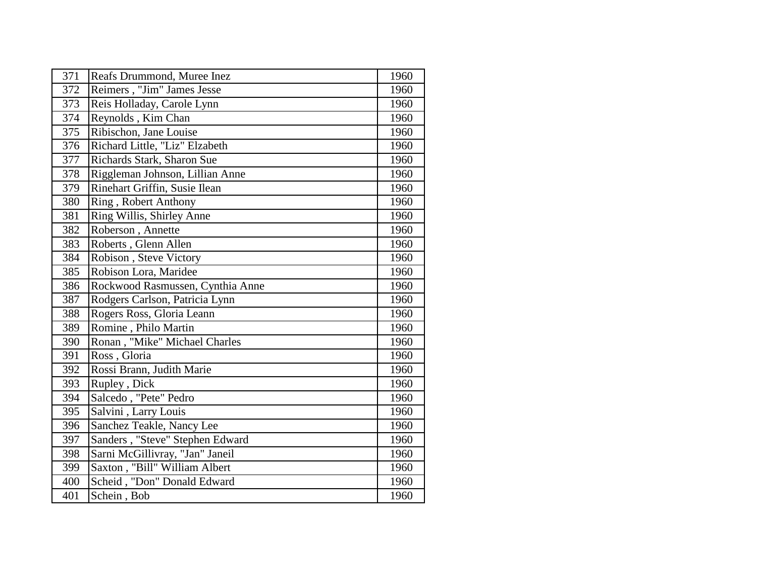| | | |
|---|---|---|
| 371 | Reafs Drummond, Muree Inez | 1960 |
| 372 | Reimers , "Jim" James Jesse | 1960 |
| 373 | Reis Holladay, Carole Lynn | 1960 |
| 374 | Reynolds , Kim Chan | 1960 |
| 375 | Ribischon, Jane Louise | 1960 |
| 376 | Richard Little, "Liz" Elzabeth | 1960 |
| 377 | Richards Stark, Sharon Sue | 1960 |
| 378 | Riggleman Johnson, Lillian Anne | 1960 |
| 379 | Rinehart Griffin, Susie Ilean | 1960 |
| 380 | Ring , Robert Anthony | 1960 |
| 381 | Ring Willis, Shirley Anne | 1960 |
| 382 | Roberson , Annette | 1960 |
| 383 | Roberts , Glenn Allen | 1960 |
| 384 | Robison , Steve Victory | 1960 |
| 385 | Robison Lora, Maridee | 1960 |
| 386 | Rockwood Rasmussen, Cynthia Anne | 1960 |
| 387 | Rodgers Carlson, Patricia Lynn | 1960 |
| 388 | Rogers Ross, Gloria Leann | 1960 |
| 389 | Romine , Philo Martin | 1960 |
| 390 | Ronan , "Mike" Michael Charles | 1960 |
| 391 | Ross , Gloria | 1960 |
| 392 | Rossi Brann, Judith Marie | 1960 |
| 393 | Rupley , Dick | 1960 |
| 394 | Salcedo , "Pete" Pedro | 1960 |
| 395 | Salvini , Larry Louis | 1960 |
| 396 | Sanchez Teakle, Nancy Lee | 1960 |
| 397 | Sanders , "Steve" Stephen Edward | 1960 |
| 398 | Sarni McGillivray, "Jan" Janeil | 1960 |
| 399 | Saxton , "Bill" William Albert | 1960 |
| 400 | Scheid , "Don" Donald Edward | 1960 |
| 401 | Schein , Bob | 1960 |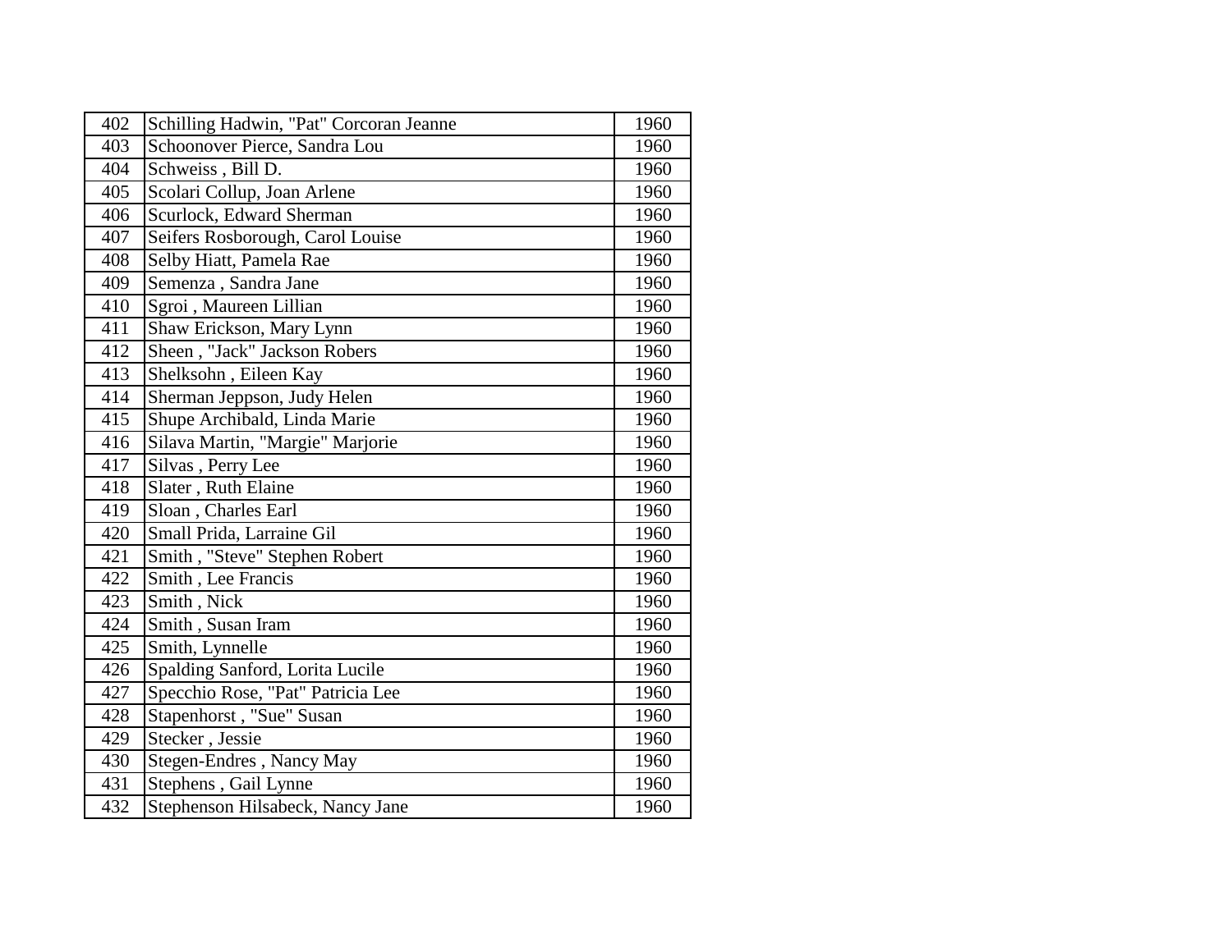| 402 | Schilling Hadwin, "Pat" Corcoran Jeanne | 1960 |
|---|---|---|
| 403 | Schoonover Pierce, Sandra Lou | 1960 |
| 404 | Schweiss , Bill D. | 1960 |
| 405 | Scolari Collup, Joan Arlene | 1960 |
| 406 | Scurlock, Edward Sherman | 1960 |
| 407 | Seifers Rosborough, Carol Louise | 1960 |
| 408 | Selby Hiatt, Pamela Rae | 1960 |
| 409 | Semenza , Sandra Jane | 1960 |
| 410 | Sgroi , Maureen Lillian | 1960 |
| 411 | Shaw Erickson, Mary Lynn | 1960 |
| 412 | Sheen , "Jack" Jackson Robers | 1960 |
| 413 | Shelksohn , Eileen Kay | 1960 |
| 414 | Sherman Jeppson, Judy Helen | 1960 |
| 415 | Shupe Archibald, Linda Marie | 1960 |
| 416 | Silava Martin, "Margie" Marjorie | 1960 |
| 417 | Silvas , Perry Lee | 1960 |
| 418 | Slater , Ruth Elaine | 1960 |
| 419 | Sloan , Charles Earl | 1960 |
| 420 | Small Prida, Larraine Gil | 1960 |
| 421 | Smith , "Steve" Stephen Robert | 1960 |
| 422 | Smith , Lee Francis | 1960 |
| 423 | Smith , Nick | 1960 |
| 424 | Smith , Susan Iram | 1960 |
| 425 | Smith, Lynnelle | 1960 |
| 426 | Spalding Sanford, Lorita Lucile | 1960 |
| 427 | Specchio Rose, "Pat" Patricia Lee | 1960 |
| 428 | Stapenhorst , "Sue" Susan | 1960 |
| 429 | Stecker , Jessie | 1960 |
| 430 | Stegen-Endres , Nancy May | 1960 |
| 431 | Stephens , Gail Lynne | 1960 |
| 432 | Stephenson Hilsabeck, Nancy Jane | 1960 |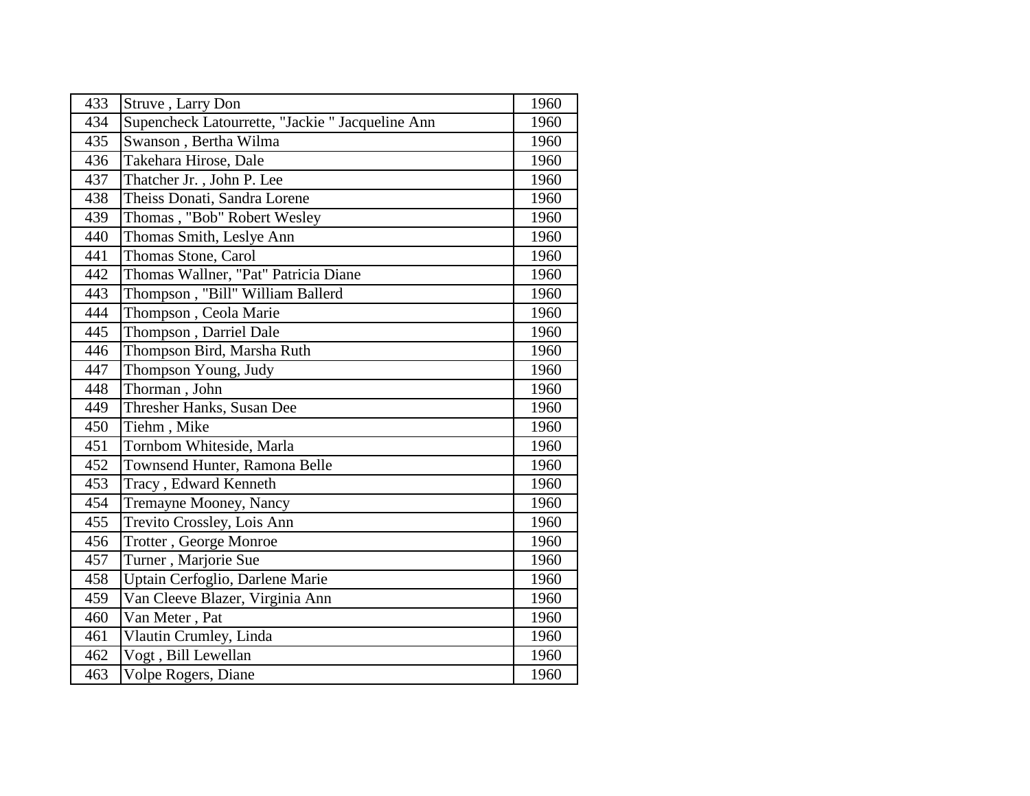| 433 | Struve , Larry Don | 1960 |
|---|---|---|
| 434 | Supencheck Latourrette, "Jackie " Jacqueline Ann | 1960 |
| 435 | Swanson , Bertha Wilma | 1960 |
| 436 | Takehara Hirose, Dale | 1960 |
| 437 | Thatcher Jr. , John P. Lee | 1960 |
| 438 | Theiss Donati, Sandra Lorene | 1960 |
| 439 | Thomas , "Bob" Robert Wesley | 1960 |
| 440 | Thomas Smith, Leslye Ann | 1960 |
| 441 | Thomas Stone, Carol | 1960 |
| 442 | Thomas Wallner, "Pat" Patricia Diane | 1960 |
| 443 | Thompson , "Bill" William Ballerd | 1960 |
| 444 | Thompson , Ceola Marie | 1960 |
| 445 | Thompson , Darriel Dale | 1960 |
| 446 | Thompson Bird, Marsha Ruth | 1960 |
| 447 | Thompson Young, Judy | 1960 |
| 448 | Thorman , John | 1960 |
| 449 | Thresher Hanks, Susan Dee | 1960 |
| 450 | Tiehm , Mike | 1960 |
| 451 | Tornbom Whiteside, Marla | 1960 |
| 452 | Townsend Hunter, Ramona Belle | 1960 |
| 453 | Tracy , Edward Kenneth | 1960 |
| 454 | Tremayne Mooney, Nancy | 1960 |
| 455 | Trevito Crossley, Lois Ann | 1960 |
| 456 | Trotter , George Monroe | 1960 |
| 457 | Turner , Marjorie Sue | 1960 |
| 458 | Uptain Cerfoglio, Darlene Marie | 1960 |
| 459 | Van Cleeve Blazer, Virginia Ann | 1960 |
| 460 | Van Meter , Pat | 1960 |
| 461 | Vlautin Crumley, Linda | 1960 |
| 462 | Vogt , Bill Lewellan | 1960 |
| 463 | Volpe Rogers, Diane | 1960 |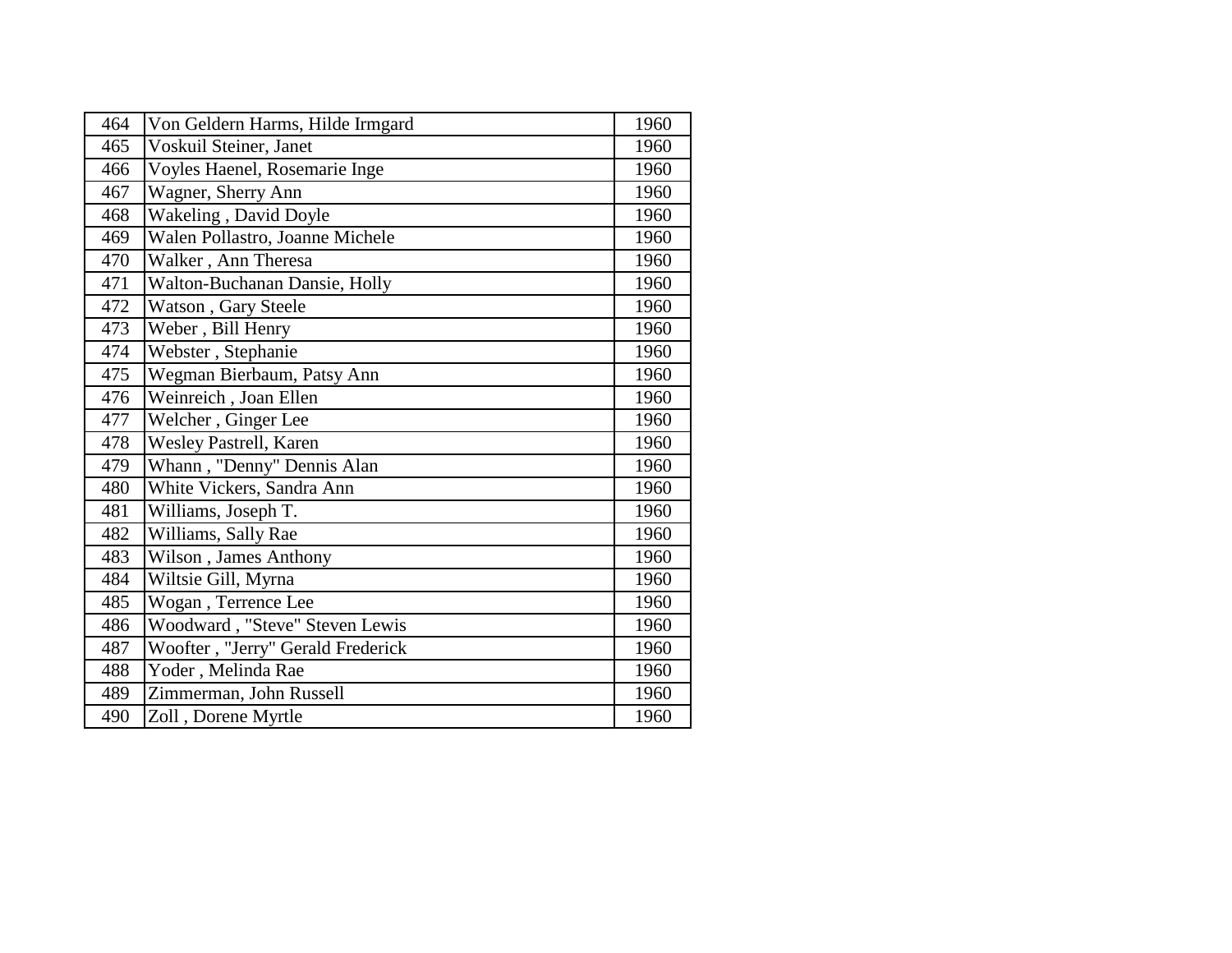| 464 | Von Geldern Harms, Hilde Irmgard | 1960 |
|---|---|---|
| 465 | Voskuil Steiner, Janet | 1960 |
| 466 | Voyles Haenel, Rosemarie Inge | 1960 |
| 467 | Wagner, Sherry Ann | 1960 |
| 468 | Wakeling , David Doyle | 1960 |
| 469 | Walen Pollastro, Joanne Michele | 1960 |
| 470 | Walker , Ann Theresa | 1960 |
| 471 | Walton-Buchanan Dansie, Holly | 1960 |
| 472 | Watson , Gary Steele | 1960 |
| 473 | Weber , Bill Henry | 1960 |
| 474 | Webster , Stephanie | 1960 |
| 475 | Wegman Bierbaum, Patsy Ann | 1960 |
| 476 | Weinreich , Joan Ellen | 1960 |
| 477 | Welcher , Ginger Lee | 1960 |
| 478 | Wesley Pastrell, Karen | 1960 |
| 479 | Whann , "Denny" Dennis Alan | 1960 |
| 480 | White Vickers, Sandra Ann | 1960 |
| 481 | Williams, Joseph T. | 1960 |
| 482 | Williams, Sally Rae | 1960 |
| 483 | Wilson , James Anthony | 1960 |
| 484 | Wiltsie Gill, Myrna | 1960 |
| 485 | Wogan , Terrence Lee | 1960 |
| 486 | Woodward , "Steve" Steven Lewis | 1960 |
| 487 | Woofter , "Jerry" Gerald Frederick | 1960 |
| 488 | Yoder , Melinda Rae | 1960 |
| 489 | Zimmerman, John Russell | 1960 |
| 490 | Zoll , Dorene Myrtle | 1960 |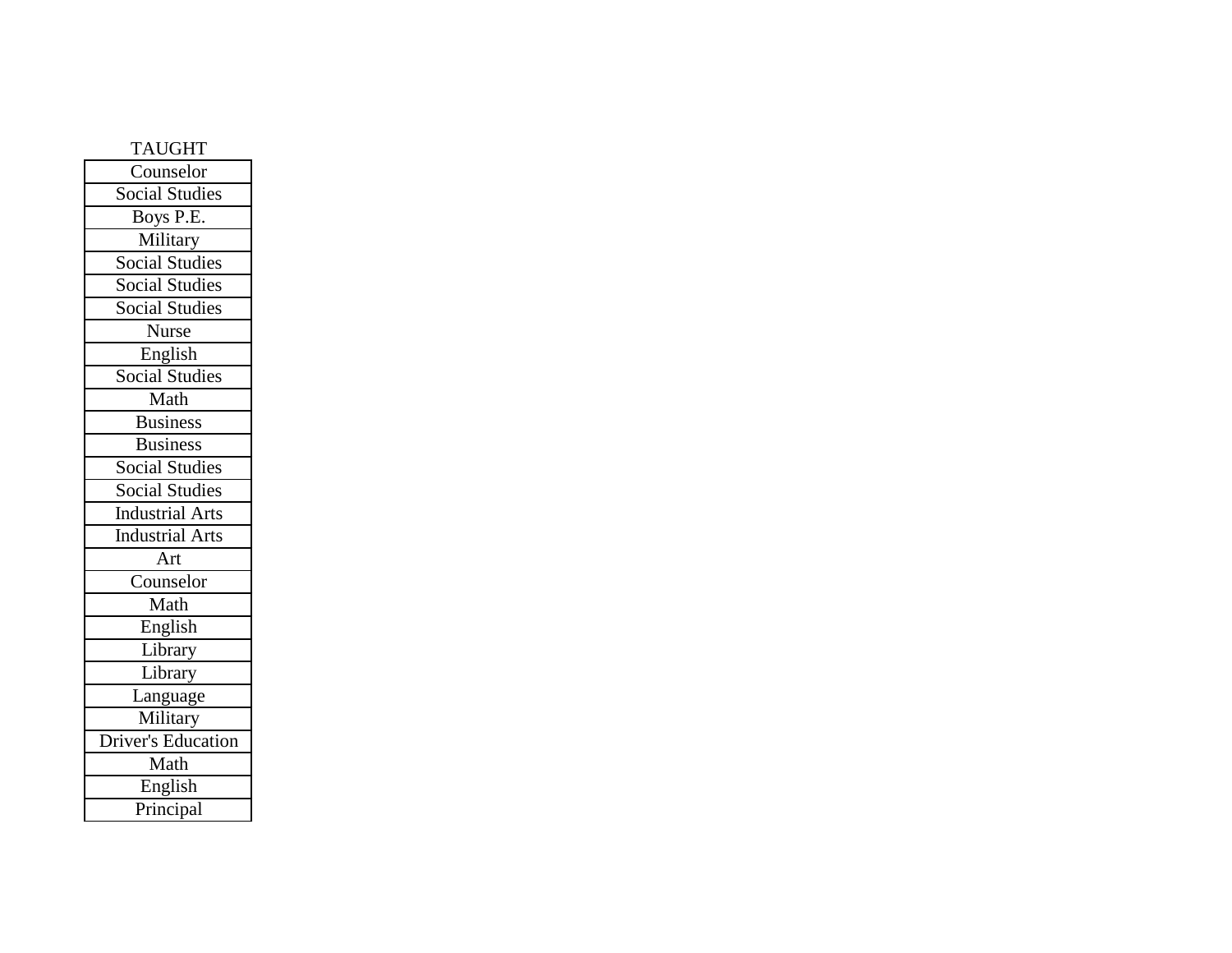| TAUGHT |
|---|
| Counselor |
| Social Studies |
| Boys P.E. |
| Military |
| Social Studies |
| Social Studies |
| Social Studies |
| Nurse |
| English |
| Social Studies |
| Math |
| Business |
| Business |
| Social Studies |
| Social Studies |
| Industrial Arts |
| Industrial Arts |
| Art |
| Counselor |
| Math |
| English |
| Library |
| Library |
| Language |
| Military |
| Driver's Education |
| Math |
| English |
| Principal |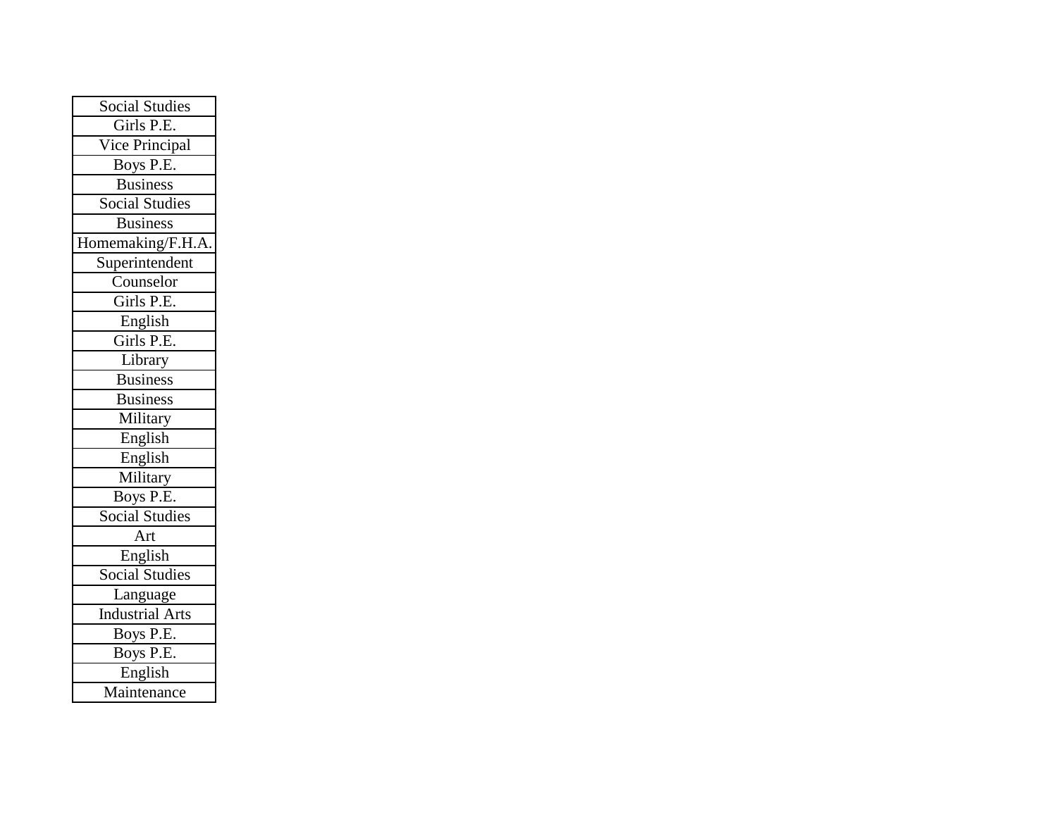| Social Studies |
|---|
| Girls P.E. |
| Vice Principal |
| Boys P.E. |
| Business |
| Social Studies |
| Business |
| Homemaking/F.H.A. |
| Superintendent |
| Counselor |
| Girls P.E. |
| English |
| Girls P.E. |
| Library |
| Business |
| Business |
| Military |
| English |
| English |
| Military |
| Boys P.E. |
| Social Studies |
| Art |
| English |
| Social Studies |
| Language |
| Industrial Arts |
| Boys P.E. |
| Boys P.E. |
| English |
| Maintenance |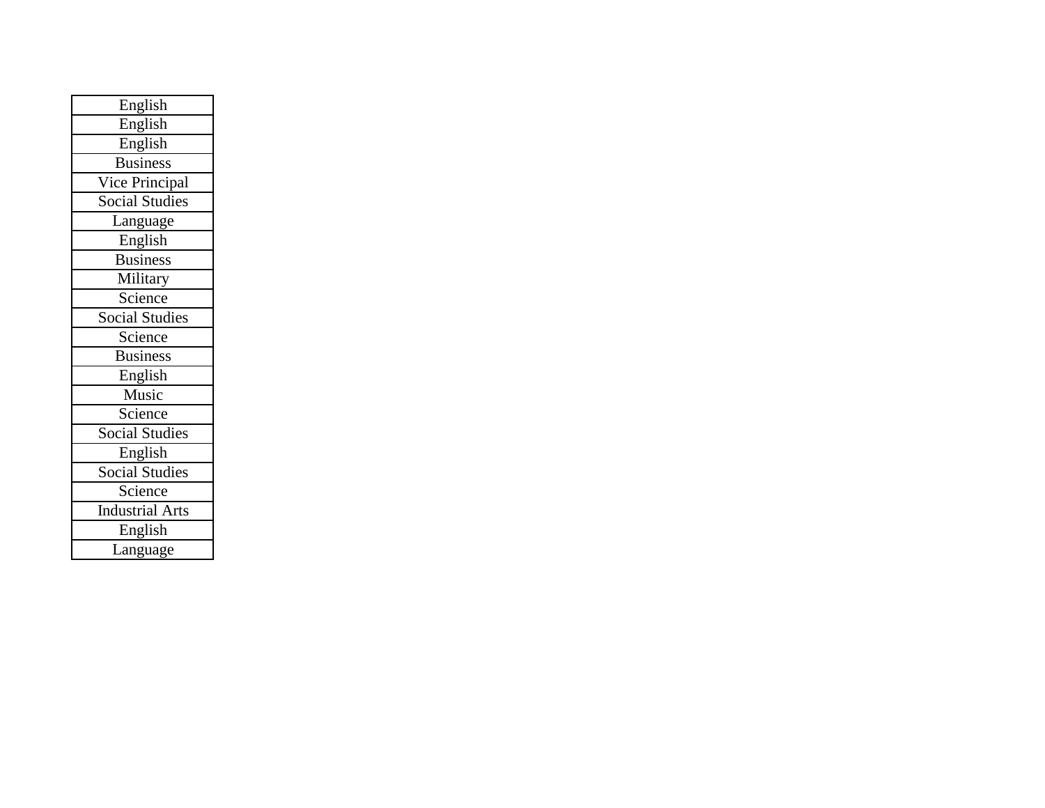| |
|---|
| English |
| English |
| English |
| Business |
| Vice Principal |
| Social Studies |
| Language |
| English |
| Business |
| Military |
| Science |
| Social Studies |
| Science |
| Business |
| English |
| Music |
| Science |
| Social Studies |
| English |
| Social Studies |
| Science |
| Industrial Arts |
| English |
| Language |